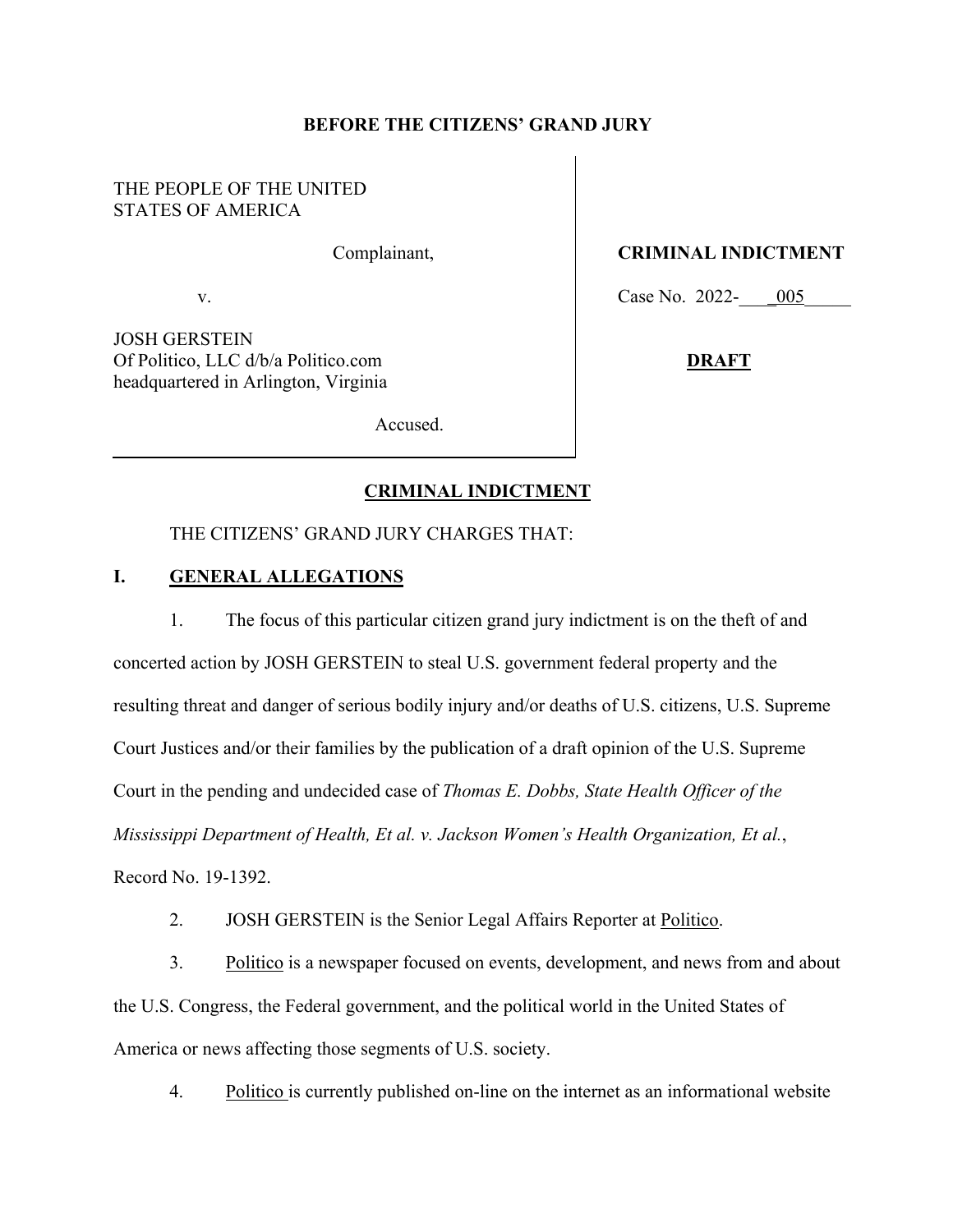**BEFORE THE CITIZENS' GRAND JURY**

| | |
|---|---|
| THE PEOPLE OF THE UNITED STATES OF AMERICA<br><br>Complainant,<br><br>v.<br><br>JOSH GERSTEIN<br>Of Politico, LLC d/b/a Politico.com<br>headquartered in Arlington, Virginia<br><br>Accused. | **CRIMINAL INDICTMENT**<br><br>Case No. 2022-\_\_\_\_005\_\_\_\_\_<br><br>**DRAFT** |

## CRIMINAL INDICTMENT

THE CITIZENS' GRAND JURY CHARGES THAT:

### I. GENERAL ALLEGATIONS

1. The focus of this particular citizen grand jury indictment is on the theft of and concerted action by JOSH GERSTEIN to steal U.S. government federal property and the resulting threat and danger of serious bodily injury and/or deaths of U.S. citizens, U.S. Supreme Court Justices and/or their families by the publication of a draft opinion of the U.S. Supreme Court in the pending and undecided case of *Thomas E. Dobbs, State Health Officer of the Mississippi Department of Health, Et al. v. Jackson Women's Health Organization, Et al.*, Record No. 19-1392.

2. JOSH GERSTEIN is the Senior Legal Affairs Reporter at Politico.

3. Politico is a newspaper focused on events, development, and news from and about the U.S. Congress, the Federal government, and the political world in the United States of America or news affecting those segments of U.S. society.

4. Politico is currently published on-line on the internet as an informational website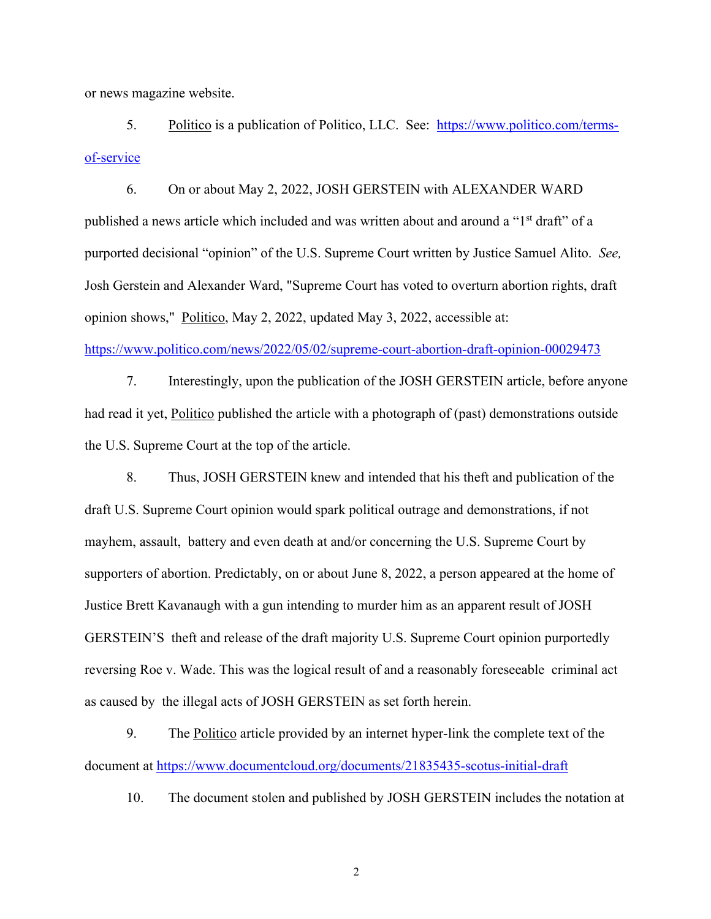or news magazine website.

5. Politico is a publication of Politico, LLC. See: https://www.politico.com/terms-of-service

6. On or about May 2, 2022, JOSH GERSTEIN with ALEXANDER WARD published a news article which included and was written about and around a "1st draft" of a purported decisional "opinion" of the U.S. Supreme Court written by Justice Samuel Alito. *See,* Josh Gerstein and Alexander Ward, "Supreme Court has voted to overturn abortion rights, draft opinion shows," Politico, May 2, 2022, updated May 3, 2022, accessible at: https://www.politico.com/news/2022/05/02/supreme-court-abortion-draft-opinion-00029473

7. Interestingly, upon the publication of the JOSH GERSTEIN article, before anyone had read it yet, Politico published the article with a photograph of (past) demonstrations outside the U.S. Supreme Court at the top of the article.

8. Thus, JOSH GERSTEIN knew and intended that his theft and publication of the draft U.S. Supreme Court opinion would spark political outrage and demonstrations, if not mayhem, assault, battery and even death at and/or concerning the U.S. Supreme Court by supporters of abortion. Predictably, on or about June 8, 2022, a person appeared at the home of Justice Brett Kavanaugh with a gun intending to murder him as an apparent result of JOSH GERSTEIN'S theft and release of the draft majority U.S. Supreme Court opinion purportedly reversing Roe v. Wade. This was the logical result of and a reasonably foreseeable criminal act as caused by the illegal acts of JOSH GERSTEIN as set forth herein.

9. The Politico article provided by an internet hyper-link the complete text of the document at https://www.documentcloud.org/documents/21835435-scotus-initial-draft

10. The document stolen and published by JOSH GERSTEIN includes the notation at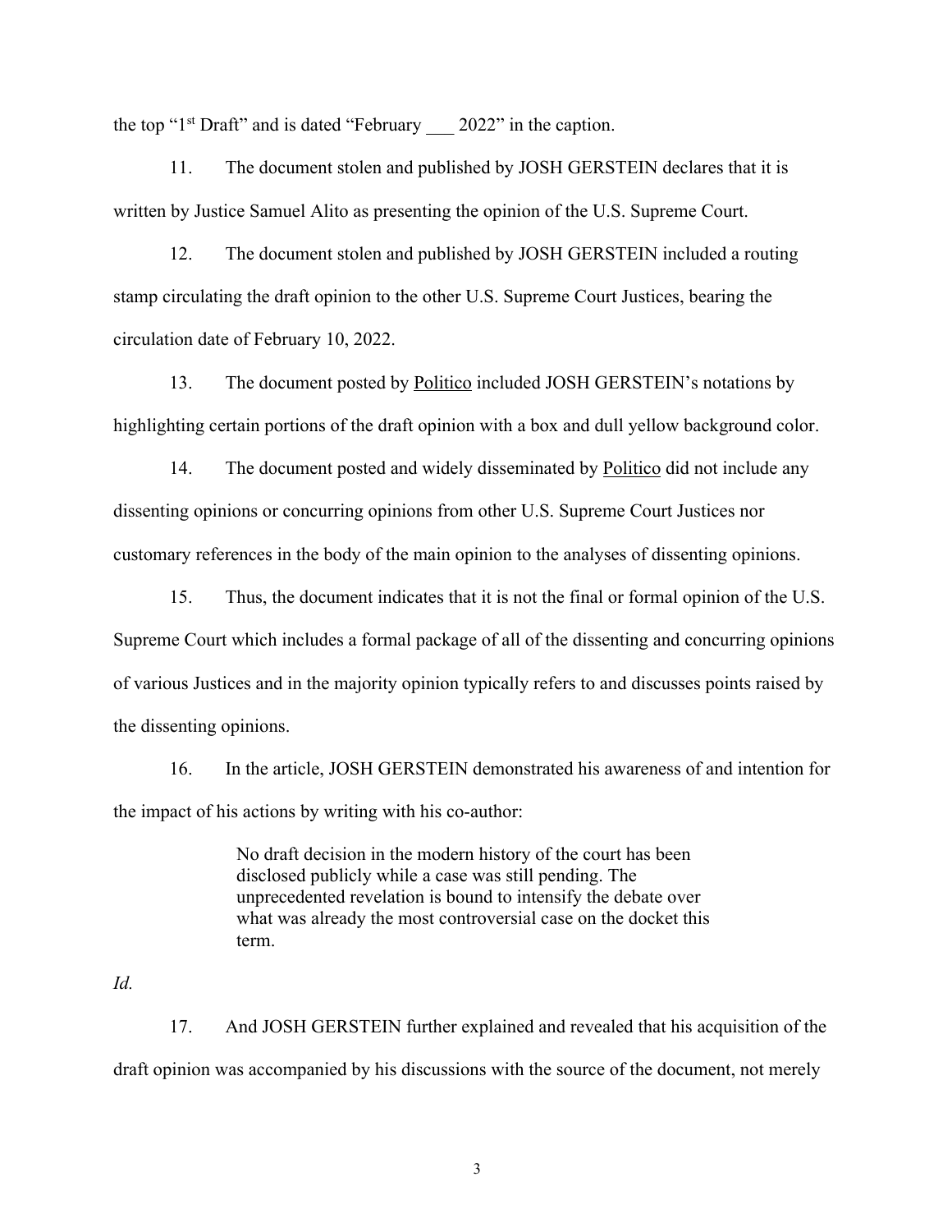the top "1st Draft" and is dated "February ___ 2022" in the caption.

11. The document stolen and published by JOSH GERSTEIN declares that it is written by Justice Samuel Alito as presenting the opinion of the U.S. Supreme Court.

12. The document stolen and published by JOSH GERSTEIN included a routing stamp circulating the draft opinion to the other U.S. Supreme Court Justices, bearing the circulation date of February 10, 2022.

13. The document posted by Politico included JOSH GERSTEIN's notations by highlighting certain portions of the draft opinion with a box and dull yellow background color.

14. The document posted and widely disseminated by Politico did not include any dissenting opinions or concurring opinions from other U.S. Supreme Court Justices nor customary references in the body of the main opinion to the analyses of dissenting opinions.

15. Thus, the document indicates that it is not the final or formal opinion of the U.S. Supreme Court which includes a formal package of all of the dissenting and concurring opinions of various Justices and in the majority opinion typically refers to and discusses points raised by the dissenting opinions.

16. In the article, JOSH GERSTEIN demonstrated his awareness of and intention for the impact of his actions by writing with his co-author:

> No draft decision in the modern history of the court has been disclosed publicly while a case was still pending. The unprecedented revelation is bound to intensify the debate over what was already the most controversial case on the docket this term.

*Id.*

17. And JOSH GERSTEIN further explained and revealed that his acquisition of the draft opinion was accompanied by his discussions with the source of the document, not merely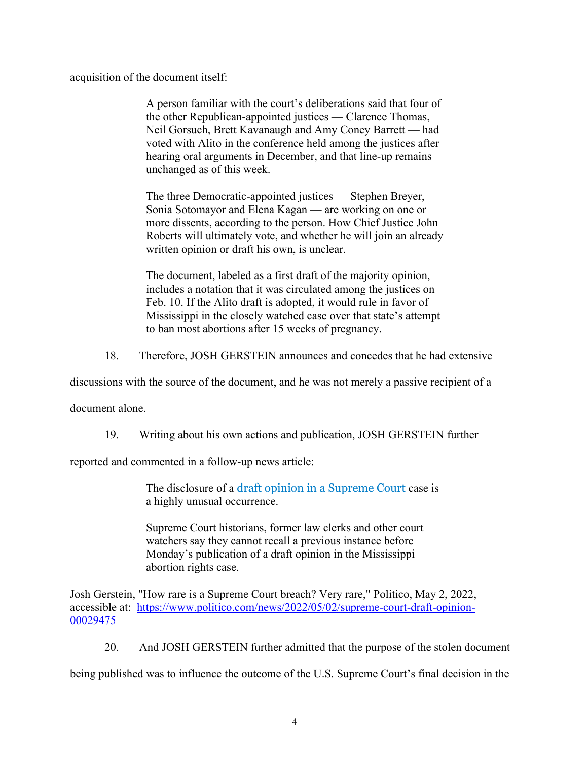acquisition of the document itself:

> A person familiar with the court's deliberations said that four of the other Republican-appointed justices — Clarence Thomas, Neil Gorsuch, Brett Kavanaugh and Amy Coney Barrett — had voted with Alito in the conference held among the justices after hearing oral arguments in December, and that line-up remains unchanged as of this week.
>
> The three Democratic-appointed justices — Stephen Breyer, Sonia Sotomayor and Elena Kagan — are working on one or more dissents, according to the person. How Chief Justice John Roberts will ultimately vote, and whether he will join an already written opinion or draft his own, is unclear.
>
> The document, labeled as a first draft of the majority opinion, includes a notation that it was circulated among the justices on Feb. 10. If the Alito draft is adopted, it would rule in favor of Mississippi in the closely watched case over that state's attempt to ban most abortions after 15 weeks of pregnancy.

18. Therefore, JOSH GERSTEIN announces and concedes that he had extensive discussions with the source of the document, and he was not merely a passive recipient of a document alone.

19. Writing about his own actions and publication, JOSH GERSTEIN further reported and commented in a follow-up news article:

> The disclosure of a [draft opinion in a Supreme Court](https://www.politico.com/news/2022/05/02/supreme-court-draft-opinion-00029475) case is a highly unusual occurrence.
>
> Supreme Court historians, former law clerks and other court watchers say they cannot recall a previous instance before Monday's publication of a draft opinion in the Mississippi abortion rights case.

Josh Gerstein, "How rare is a Supreme Court breach? Very rare," Politico, May 2, 2022, accessible at: https://www.politico.com/news/2022/05/02/supreme-court-draft-opinion-00029475

20. And JOSH GERSTEIN further admitted that the purpose of the stolen document being published was to influence the outcome of the U.S. Supreme Court's final decision in the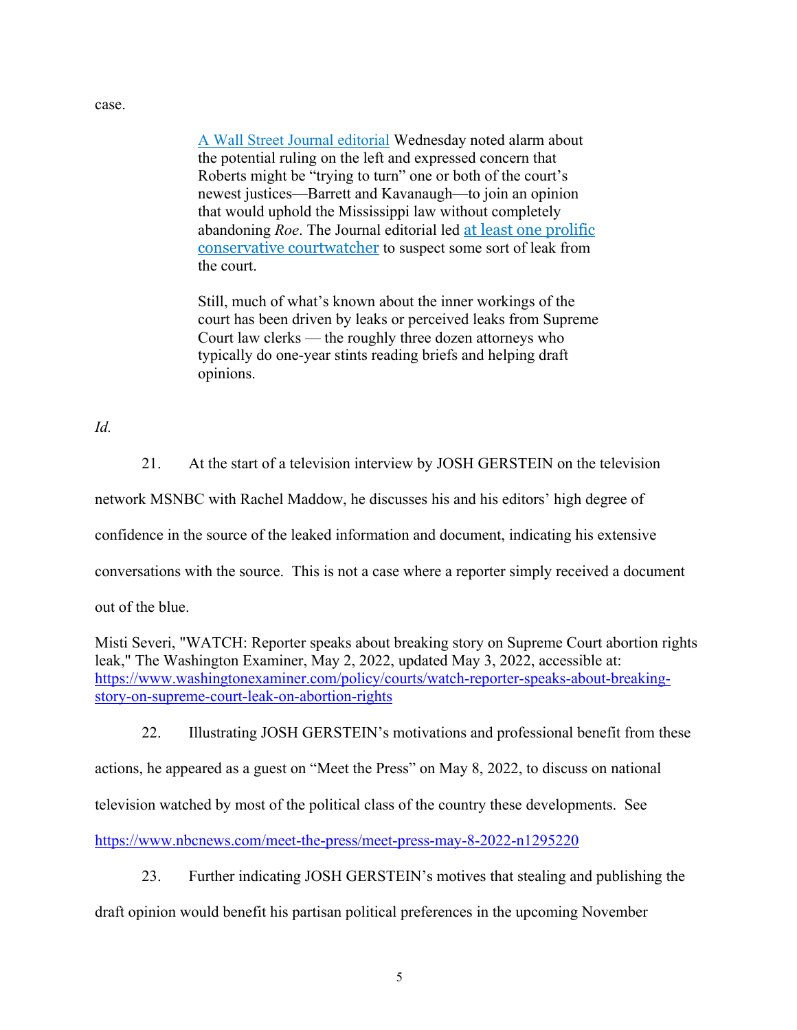case.

> [A Wall Street Journal editorial] Wednesday noted alarm about the potential ruling on the left and expressed concern that Roberts might be "trying to turn" one or both of the court's newest justices—Barrett and Kavanaugh—to join an opinion that would uphold the Mississippi law without completely abandoning *Roe*. The Journal editorial led [at least one prolific conservative courtwatcher] to suspect some sort of leak from the court.
>
> Still, much of what's known about the inner workings of the court has been driven by leaks or perceived leaks from Supreme Court law clerks — the roughly three dozen attorneys who typically do one-year stints reading briefs and helping draft opinions.

*Id.*

21. At the start of a television interview by JOSH GERSTEIN on the television network MSNBC with Rachel Maddow, he discusses his and his editors' high degree of confidence in the source of the leaked information and document, indicating his extensive conversations with the source. This is not a case where a reporter simply received a document out of the blue.

Misti Severi, "WATCH: Reporter speaks about breaking story on Supreme Court abortion rights leak," The Washington Examiner, May 2, 2022, updated May 3, 2022, accessible at: https://www.washingtonexaminer.com/policy/courts/watch-reporter-speaks-about-breaking-story-on-supreme-court-leak-on-abortion-rights

22. Illustrating JOSH GERSTEIN's motivations and professional benefit from these actions, he appeared as a guest on "Meet the Press" on May 8, 2022, to discuss on national television watched by most of the political class of the country these developments. See https://www.nbcnews.com/meet-the-press/meet-press-may-8-2022-n1295220

23. Further indicating JOSH GERSTEIN's motives that stealing and publishing the draft opinion would benefit his partisan political preferences in the upcoming November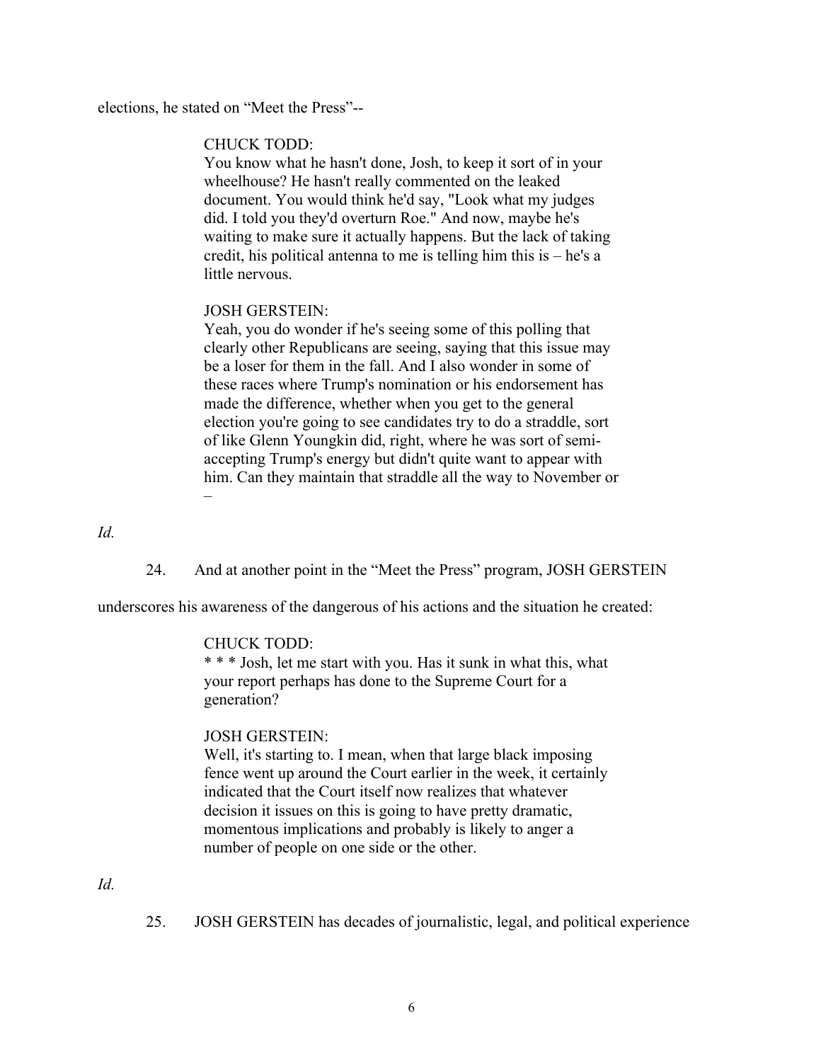elections, he stated on "Meet the Press"--

> CHUCK TODD:
> You know what he hasn't done, Josh, to keep it sort of in your wheelhouse? He hasn't really commented on the leaked document. You would think he'd say, "Look what my judges did. I told you they'd overturn Roe." And now, maybe he's waiting to make sure it actually happens. But the lack of taking credit, his political antenna to me is telling him this is – he's a little nervous.
>
> JOSH GERSTEIN:
> Yeah, you do wonder if he's seeing some of this polling that clearly other Republicans are seeing, saying that this issue may be a loser for them in the fall. And I also wonder in some of these races where Trump's nomination or his endorsement has made the difference, whether when you get to the general election you're going to see candidates try to do a straddle, sort of like Glenn Youngkin did, right, where he was sort of semi-accepting Trump's energy but didn't quite want to appear with him. Can they maintain that straddle all the way to November or –

*Id.*

24. And at another point in the "Meet the Press" program, JOSH GERSTEIN underscores his awareness of the dangerous of his actions and the situation he created:

> CHUCK TODD:
> * * * Josh, let me start with you. Has it sunk in what this, what your report perhaps has done to the Supreme Court for a generation?
>
> JOSH GERSTEIN:
> Well, it's starting to. I mean, when that large black imposing fence went up around the Court earlier in the week, it certainly indicated that the Court itself now realizes that whatever decision it issues on this is going to have pretty dramatic, momentous implications and probably is likely to anger a number of people on one side or the other.

*Id.*

25. JOSH GERSTEIN has decades of journalistic, legal, and political experience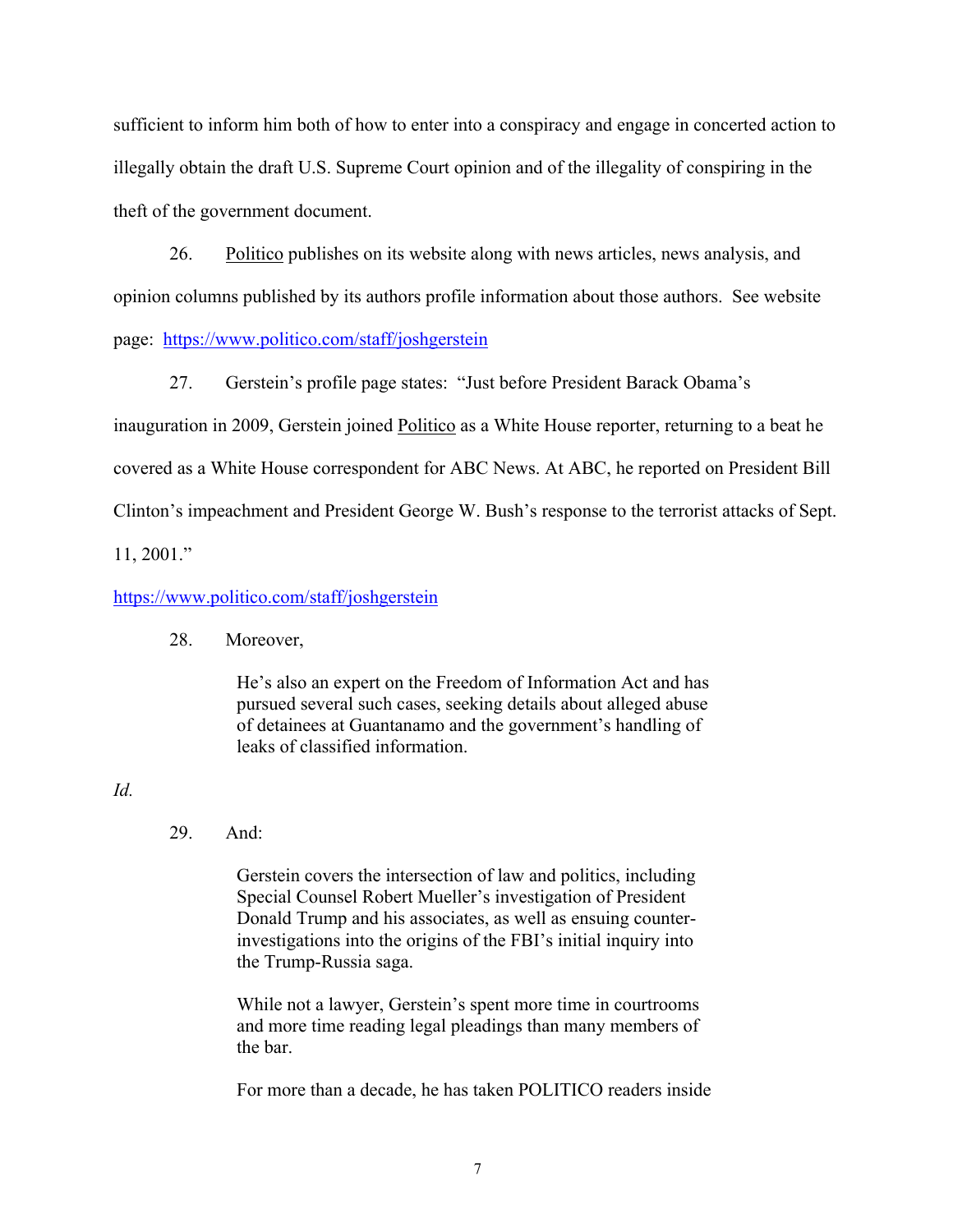sufficient to inform him both of how to enter into a conspiracy and engage in concerted action to illegally obtain the draft U.S. Supreme Court opinion and of the illegality of conspiring in the theft of the government document.

26. Politico publishes on its website along with news articles, news analysis, and opinion columns published by its authors profile information about those authors. See website page: https://www.politico.com/staff/joshgerstein

27. Gerstein's profile page states: "Just before President Barack Obama's inauguration in 2009, Gerstein joined Politico as a White House reporter, returning to a beat he covered as a White House correspondent for ABC News. At ABC, he reported on President Bill Clinton's impeachment and President George W. Bush's response to the terrorist attacks of Sept. 11, 2001."

https://www.politico.com/staff/joshgerstein

28. Moreover,

> He's also an expert on the Freedom of Information Act and has pursued several such cases, seeking details about alleged abuse of detainees at Guantanamo and the government's handling of leaks of classified information.

*Id.*

29. And:

> Gerstein covers the intersection of law and politics, including Special Counsel Robert Mueller's investigation of President Donald Trump and his associates, as well as ensuing counter-investigations into the origins of the FBI's initial inquiry into the Trump-Russia saga.
>
> While not a lawyer, Gerstein's spent more time in courtrooms and more time reading legal pleadings than many members of the bar.
>
> For more than a decade, he has taken POLITICO readers inside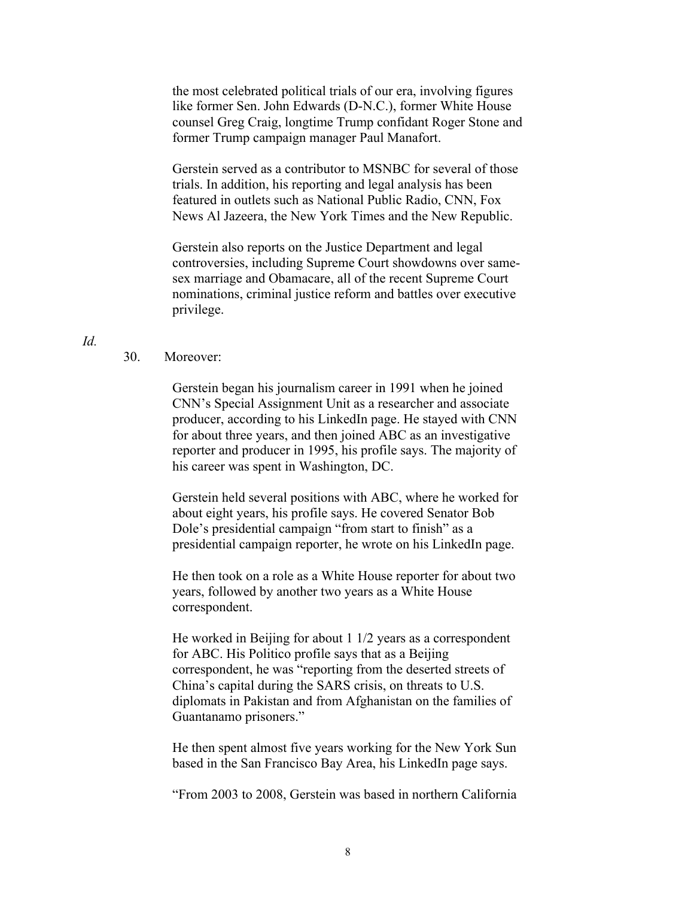> the most celebrated political trials of our era, involving figures like former Sen. John Edwards (D-N.C.), former White House counsel Greg Craig, longtime Trump confidant Roger Stone and former Trump campaign manager Paul Manafort.
>
> Gerstein served as a contributor to MSNBC for several of those trials. In addition, his reporting and legal analysis has been featured in outlets such as National Public Radio, CNN, Fox News Al Jazeera, the New York Times and the New Republic.
>
> Gerstein also reports on the Justice Department and legal controversies, including Supreme Court showdowns over same-sex marriage and Obamacare, all of the recent Supreme Court nominations, criminal justice reform and battles over executive privilege.

*Id.*

30. Moreover:

> Gerstein began his journalism career in 1991 when he joined CNN's Special Assignment Unit as a researcher and associate producer, according to his LinkedIn page. He stayed with CNN for about three years, and then joined ABC as an investigative reporter and producer in 1995, his profile says. The majority of his career was spent in Washington, DC.
>
> Gerstein held several positions with ABC, where he worked for about eight years, his profile says. He covered Senator Bob Dole's presidential campaign "from start to finish" as a presidential campaign reporter, he wrote on his LinkedIn page.
>
> He then took on a role as a White House reporter for about two years, followed by another two years as a White House correspondent.
>
> He worked in Beijing for about 1 1/2 years as a correspondent for ABC. His Politico profile says that as a Beijing correspondent, he was "reporting from the deserted streets of China's capital during the SARS crisis, on threats to U.S. diplomats in Pakistan and from Afghanistan on the families of Guantanamo prisoners."
>
> He then spent almost five years working for the New York Sun based in the San Francisco Bay Area, his LinkedIn page says.
>
> "From 2003 to 2008, Gerstein was based in northern California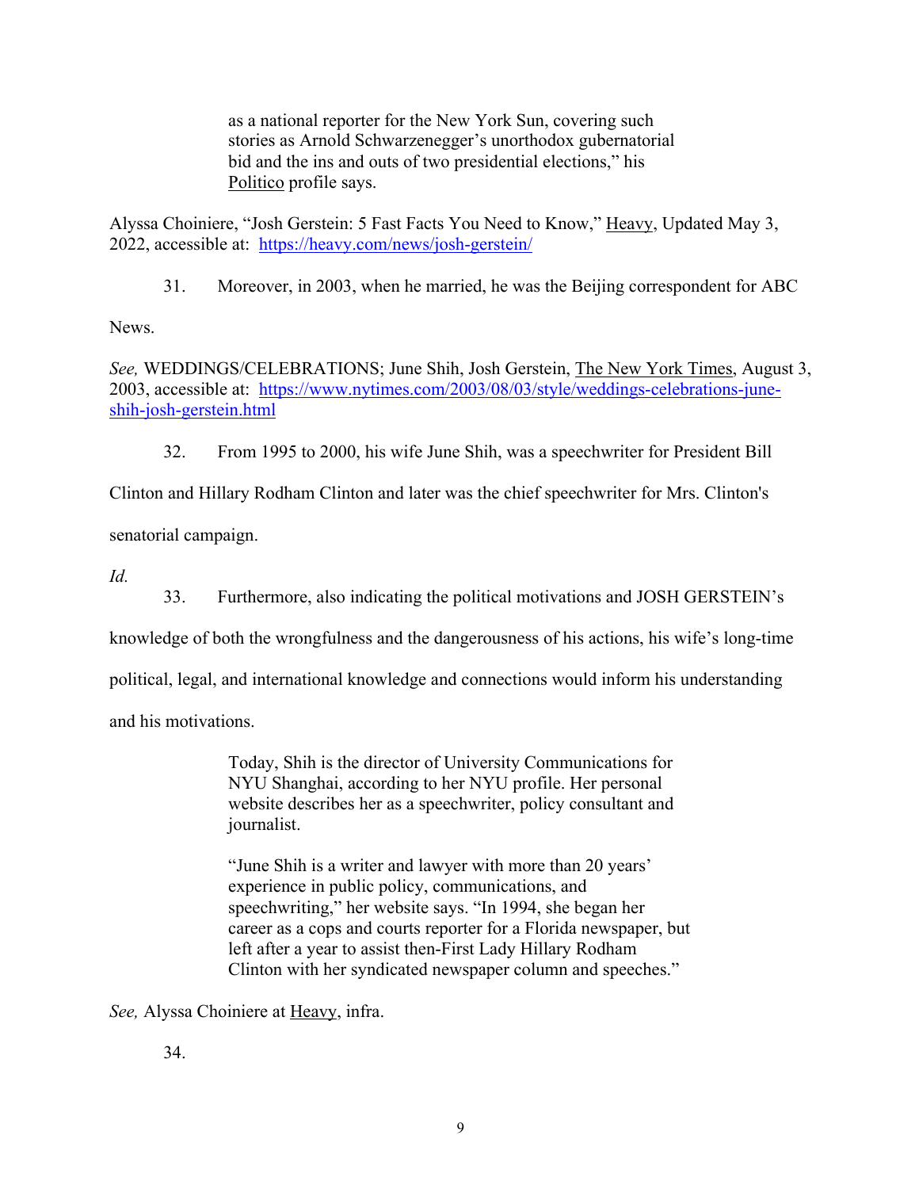> as a national reporter for the New York Sun, covering such stories as Arnold Schwarzenegger's unorthodox gubernatorial bid and the ins and outs of two presidential elections," his Politico profile says.

Alyssa Choiniere, "Josh Gerstein: 5 Fast Facts You Need to Know," Heavy, Updated May 3, 2022, accessible at: https://heavy.com/news/josh-gerstein/

31. Moreover, in 2003, when he married, he was the Beijing correspondent for ABC News.

*See,* WEDDINGS/CELEBRATIONS; June Shih, Josh Gerstein, The New York Times, August 3, 2003, accessible at: https://www.nytimes.com/2003/08/03/style/weddings-celebrations-june-shih-josh-gerstein.html

32. From 1995 to 2000, his wife June Shih, was a speechwriter for President Bill Clinton and Hillary Rodham Clinton and later was the chief speechwriter for Mrs. Clinton's senatorial campaign.

*Id.*

33. Furthermore, also indicating the political motivations and JOSH GERSTEIN's knowledge of both the wrongfulness and the dangerousness of his actions, his wife's long-time political, legal, and international knowledge and connections would inform his understanding and his motivations.

> Today, Shih is the director of University Communications for NYU Shanghai, according to her NYU profile. Her personal website describes her as a speechwriter, policy consultant and journalist.
>
> "June Shih is a writer and lawyer with more than 20 years' experience in public policy, communications, and speechwriting," her website says. "In 1994, she began her career as a cops and courts reporter for a Florida newspaper, but left after a year to assist then-First Lady Hillary Rodham Clinton with her syndicated newspaper column and speeches."

*See,* Alyssa Choiniere at Heavy, infra.

34.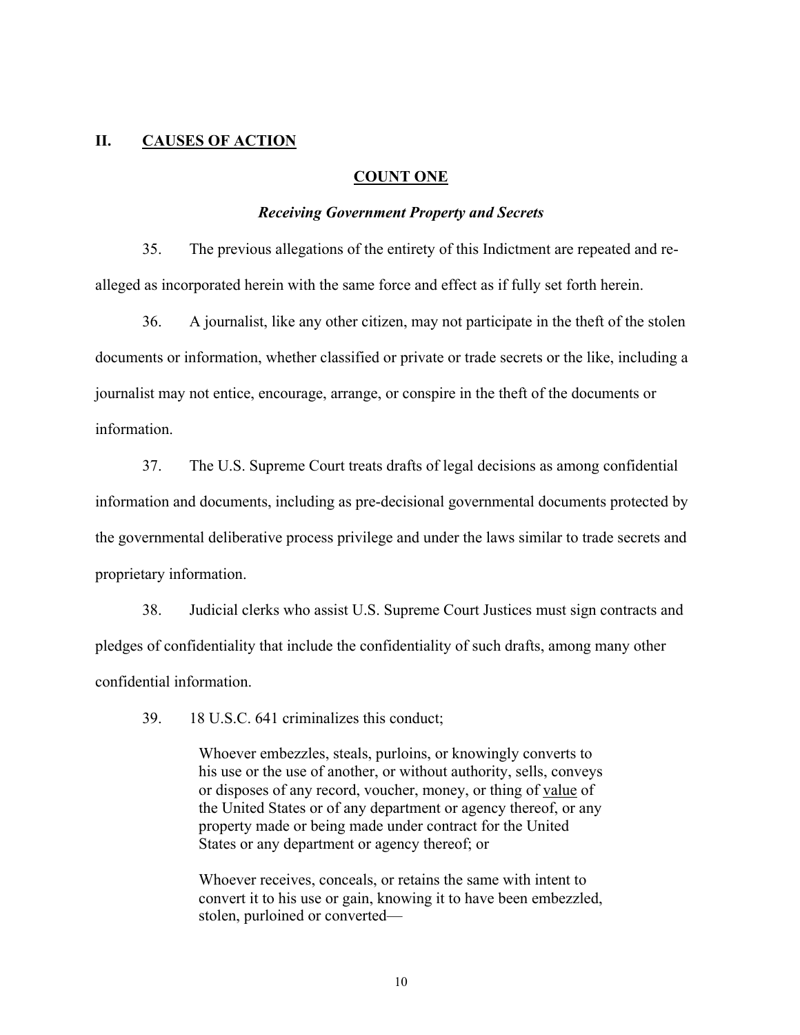## II. <u>CAUSES OF ACTION</u>

### <u>COUNT ONE</u>

***Receiving Government Property and Secrets***

35. The previous allegations of the entirety of this Indictment are repeated and re-alleged as incorporated herein with the same force and effect as if fully set forth herein.

36. A journalist, like any other citizen, may not participate in the theft of the stolen documents or information, whether classified or private or trade secrets or the like, including a journalist may not entice, encourage, arrange, or conspire in the theft of the documents or information.

37. The U.S. Supreme Court treats drafts of legal decisions as among confidential information and documents, including as pre-decisional governmental documents protected by the governmental deliberative process privilege and under the laws similar to trade secrets and proprietary information.

38. Judicial clerks who assist U.S. Supreme Court Justices must sign contracts and pledges of confidentiality that include the confidentiality of such drafts, among many other confidential information.

39. 18 U.S.C. 641 criminalizes this conduct;

> Whoever embezzles, steals, purloins, or knowingly converts to his use or the use of another, or without authority, sells, conveys or disposes of any record, voucher, money, or thing of <u>value</u> of the United States or of any department or agency thereof, or any property made or being made under contract for the United States or any department or agency thereof; or
>
> Whoever receives, conceals, or retains the same with intent to convert it to his use or gain, knowing it to have been embezzled, stolen, purloined or converted—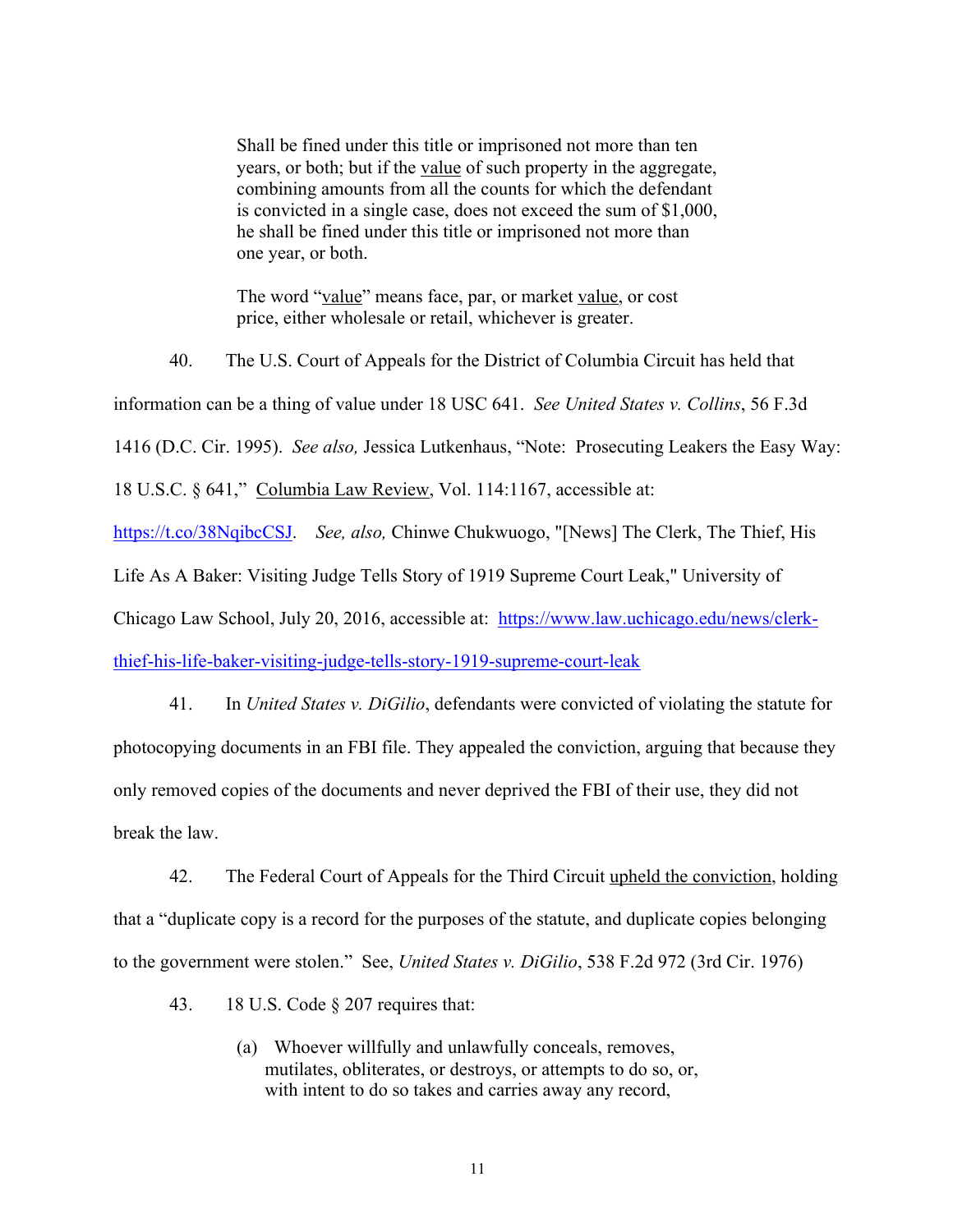> Shall be fined under this title or imprisoned not more than ten years, or both; but if the <u>value</u> of such property in the aggregate, combining amounts from all the counts for which the defendant is convicted in a single case, does not exceed the sum of $1,000, he shall be fined under this title or imprisoned not more than one year, or both.
>
> The word "<u>value</u>" means face, par, or market <u>value</u>, or cost price, either wholesale or retail, whichever is greater.

40. The U.S. Court of Appeals for the District of Columbia Circuit has held that information can be a thing of value under 18 USC 641. *See United States v. Collins*, 56 F.3d 1416 (D.C. Cir. 1995). *See also,* Jessica Lutkenhaus, "Note: Prosecuting Leakers the Easy Way: 18 U.S.C. § 641," <u>Columbia Law Review</u>, Vol. 114:1167, accessible at: https://t.co/38NqibcCSJ. *See, also,* Chinwe Chukwuogo, "[News] The Clerk, The Thief, His Life As A Baker: Visiting Judge Tells Story of 1919 Supreme Court Leak," University of Chicago Law School, July 20, 2016, accessible at: https://www.law.uchicago.edu/news/clerk-thief-his-life-baker-visiting-judge-tells-story-1919-supreme-court-leak

41. In *United States v. DiGilio*, defendants were convicted of violating the statute for photocopying documents in an FBI file. They appealed the conviction, arguing that because they only removed copies of the documents and never deprived the FBI of their use, they did not break the law.

42. The Federal Court of Appeals for the Third Circuit <u>upheld the conviction</u>, holding that a "duplicate copy is a record for the purposes of the statute, and duplicate copies belonging to the government were stolen." See, *United States v. DiGilio*, 538 F.2d 972 (3rd Cir. 1976)

43. 18 U.S. Code § 207 requires that:

> (a) Whoever willfully and unlawfully conceals, removes, mutilates, obliterates, or destroys, or attempts to do so, or, with intent to do so takes and carries away any record,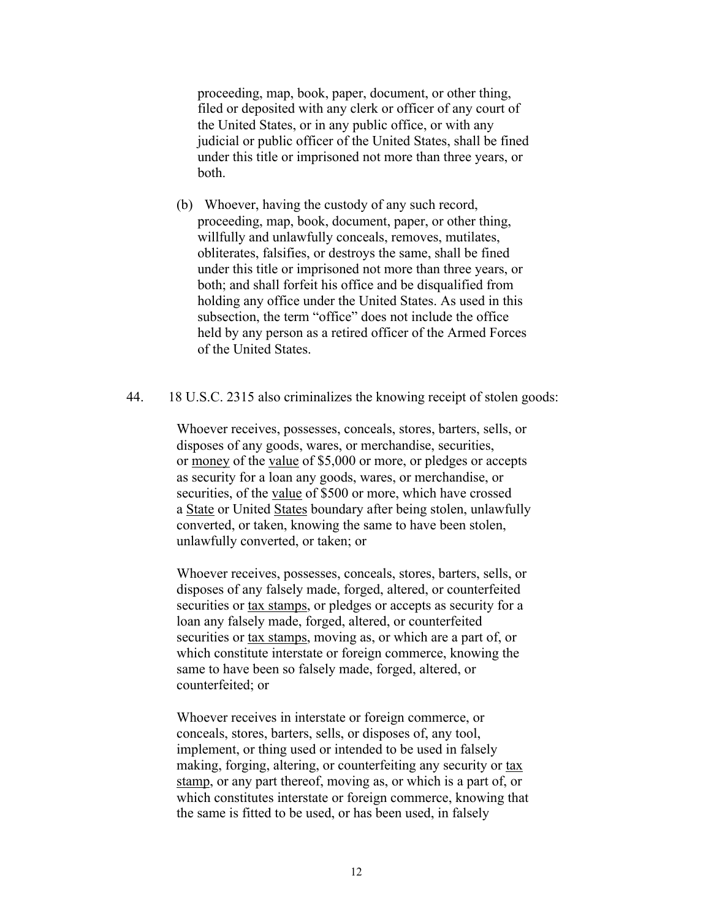> proceeding, map, book, paper, document, or other thing, filed or deposited with any clerk or officer of any court of the United States, or in any public office, or with any judicial or public officer of the United States, shall be fined under this title or imprisoned not more than three years, or both.
>
> (b) Whoever, having the custody of any such record, proceeding, map, book, document, paper, or other thing, willfully and unlawfully conceals, removes, mutilates, obliterates, falsifies, or destroys the same, shall be fined under this title or imprisoned not more than three years, or both; and shall forfeit his office and be disqualified from holding any office under the United States. As used in this subsection, the term "office" does not include the office held by any person as a retired officer of the Armed Forces of the United States.

44. 18 U.S.C. 2315 also criminalizes the knowing receipt of stolen goods:

> Whoever receives, possesses, conceals, stores, barters, sells, or disposes of any goods, wares, or merchandise, securities, or <u>money</u> of the <u>value</u> of $5,000 or more, or pledges or accepts as security for a loan any goods, wares, or merchandise, or securities, of the <u>value</u> of $500 or more, which have crossed a <u>State</u> or United <u>States</u> boundary after being stolen, unlawfully converted, or taken, knowing the same to have been stolen, unlawfully converted, or taken; or
>
> Whoever receives, possesses, conceals, stores, barters, sells, or disposes of any falsely made, forged, altered, or counterfeited securities or <u>tax stamps</u>, or pledges or accepts as security for a loan any falsely made, forged, altered, or counterfeited securities or <u>tax stamps</u>, moving as, or which are a part of, or which constitute interstate or foreign commerce, knowing the same to have been so falsely made, forged, altered, or counterfeited; or
>
> Whoever receives in interstate or foreign commerce, or conceals, stores, barters, sells, or disposes of, any tool, implement, or thing used or intended to be used in falsely making, forging, altering, or counterfeiting any security or <u>tax stamp</u>, or any part thereof, moving as, or which is a part of, or which constitutes interstate or foreign commerce, knowing that the same is fitted to be used, or has been used, in falsely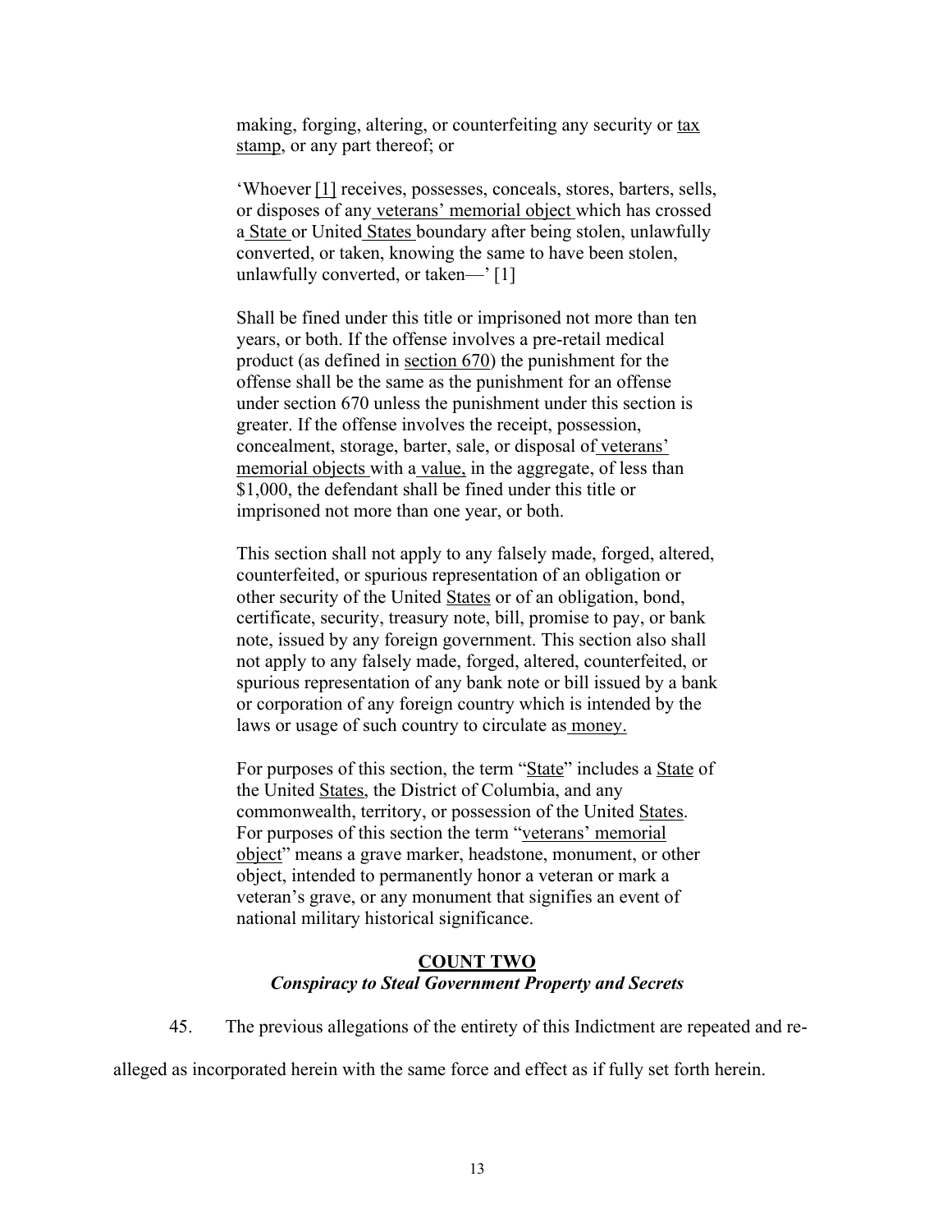making, forging, altering, or counterfeiting any security or tax stamp, or any part thereof; or

'Whoever [1] receives, possesses, conceals, stores, barters, sells, or disposes of any veterans' memorial object which has crossed a State or United States boundary after being stolen, unlawfully converted, or taken, knowing the same to have been stolen, unlawfully converted, or taken—' [1]

Shall be fined under this title or imprisoned not more than ten years, or both. If the offense involves a pre-retail medical product (as defined in section 670) the punishment for the offense shall be the same as the punishment for an offense under section 670 unless the punishment under this section is greater. If the offense involves the receipt, possession, concealment, storage, barter, sale, or disposal of veterans' memorial objects with a value, in the aggregate, of less than $1,000, the defendant shall be fined under this title or imprisoned not more than one year, or both.

This section shall not apply to any falsely made, forged, altered, counterfeited, or spurious representation of an obligation or other security of the United States or of an obligation, bond, certificate, security, treasury note, bill, promise to pay, or bank note, issued by any foreign government. This section also shall not apply to any falsely made, forged, altered, counterfeited, or spurious representation of any bank note or bill issued by a bank or corporation of any foreign country which is intended by the laws or usage of such country to circulate as money.

For purposes of this section, the term "State" includes a State of the United States, the District of Columbia, and any commonwealth, territory, or possession of the United States. For purposes of this section the term "veterans' memorial object" means a grave marker, headstone, monument, or other object, intended to permanently honor a veteran or mark a veteran's grave, or any monument that signifies an event of national military historical significance.

## COUNT TWO

***Conspiracy to Steal Government Property and Secrets***

45. The previous allegations of the entirety of this Indictment are repeated and re-alleged as incorporated herein with the same force and effect as if fully set forth herein.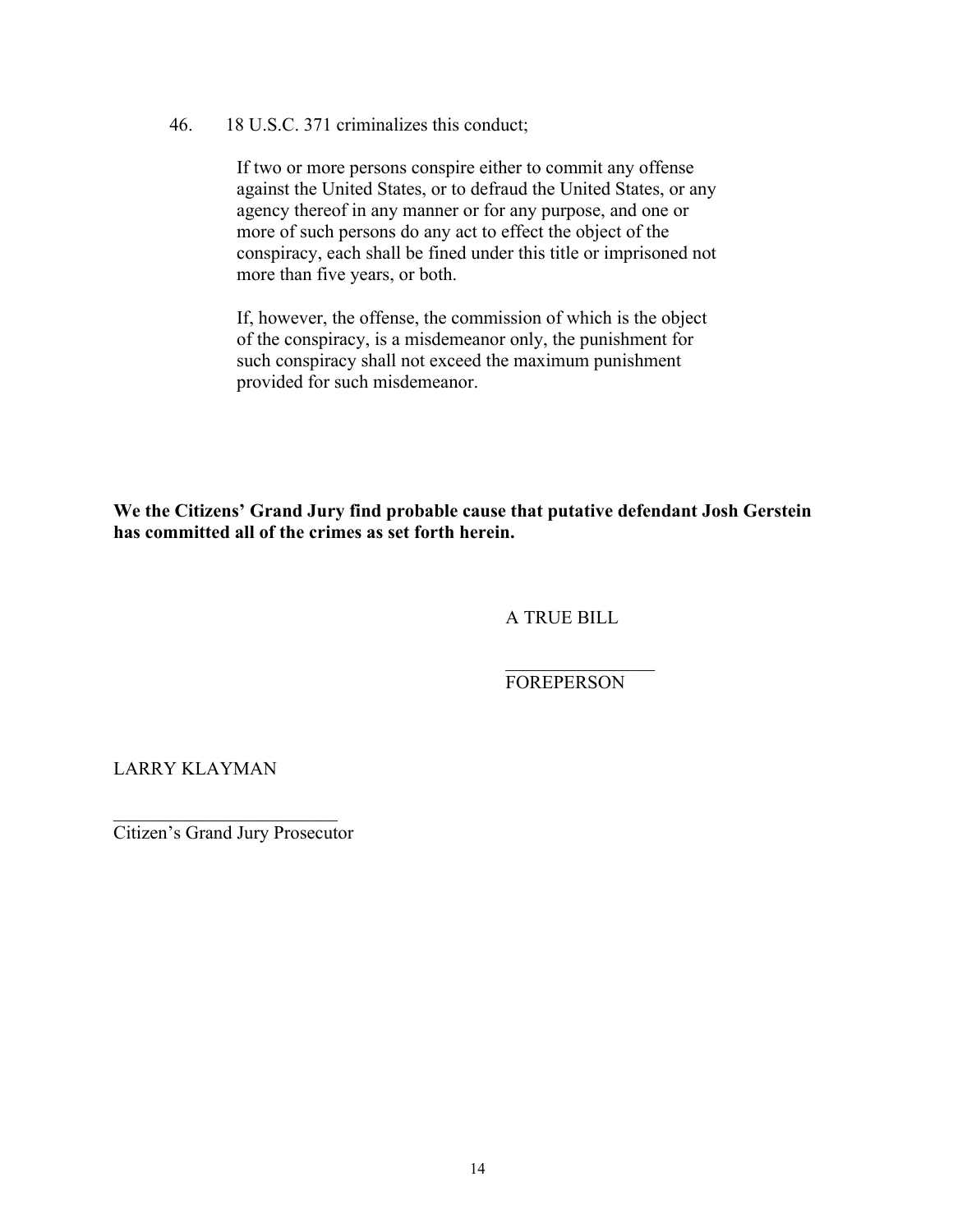46. 18 U.S.C. 371 criminalizes this conduct;

> If two or more persons conspire either to commit any offense against the United States, or to defraud the United States, or any agency thereof in any manner or for any purpose, and one or more of such persons do any act to effect the object of the conspiracy, each shall be fined under this title or imprisoned not more than five years, or both.
>
> If, however, the offense, the commission of which is the object of the conspiracy, is a misdemeanor only, the punishment for such conspiracy shall not exceed the maximum punishment provided for such misdemeanor.

**We the Citizens' Grand Jury find probable cause that putative defendant Josh Gerstein has committed all of the crimes as set forth herein.**

A TRUE BILL

\_\_\_\_\_\_\_\_\_\_\_\_\_\_\_\_
FOREPERSON

LARRY KLAYMAN

\_\_\_\_\_\_\_\_\_\_\_\_\_\_\_\_\_\_\_\_\_\_\_\_\_
Citizen's Grand Jury Prosecutor